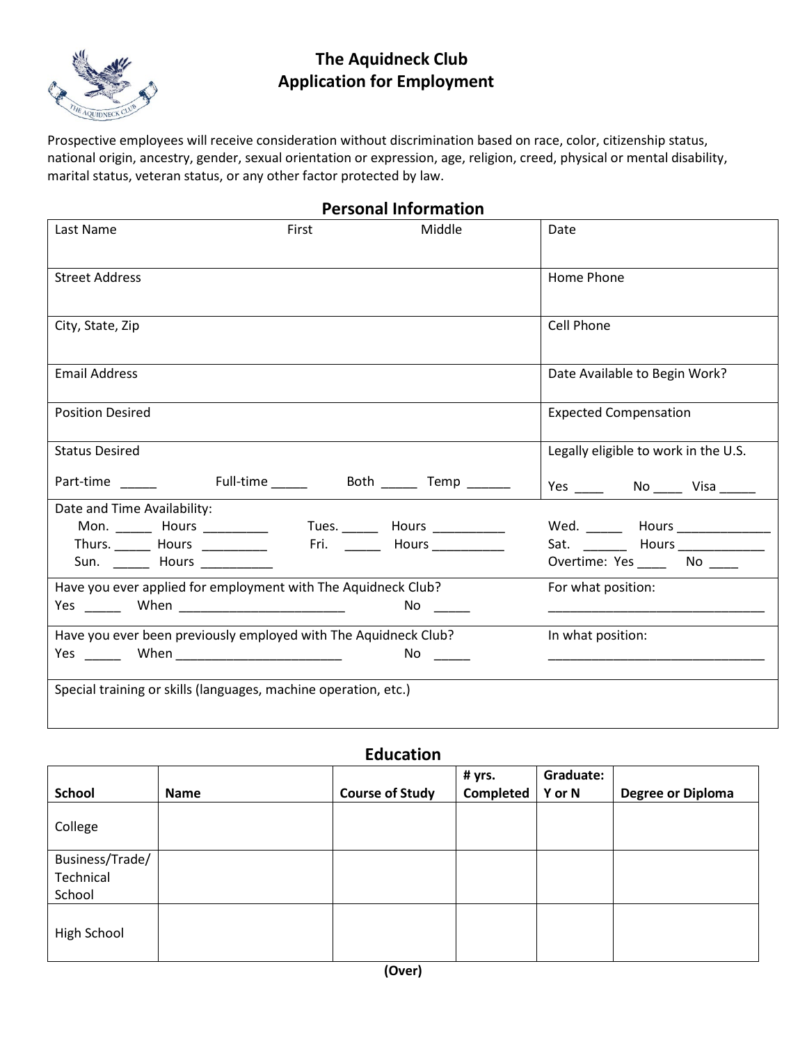# The Aquidneck Club
## Application for Employment

Prospective employees will receive consideration without discrimination based on race, color, citizenship status, national origin, ancestry, gender, sexual orientation or expression, age, religion, creed, physical or mental disability, marital status, veteran status, or any other factor protected by law.

## Personal Information

| | |
|---|---|
| Last Name First Middle | Date |
| Street Address | Home Phone |
| City, State, Zip | Cell Phone |
| Email Address | Date Available to Begin Work? |
| Position Desired | Expected Compensation |
| Status Desired<br>Part-time _____ Full-time _____ Both _____ Temp ______ | Legally eligible to work in the U.S.<br>Yes ____ No ____ Visa _____ |
| Date and Time Availability:<br>Mon. _____ Hours _________ Tues. _____ Hours __________<br>Thurs. _____ Hours _________ Fri. _____ Hours __________<br>Sun. _____ Hours __________ | Wed. _____ Hours _____________<br>Sat. ______ Hours ____________<br>Overtime: Yes ____ No ____ |
| Have you ever applied for employment with The Aquidneck Club?<br>Yes _____ When ________________________ No _____ | For what position:<br>_______________________________ |
| Have you ever been previously employed with The Aquidneck Club?<br>Yes _____ When ________________________ No _____ | In what position:<br>_______________________________ |
| Special training or skills (languages, machine operation, etc.) | |

## Education

| School | Name | Course of Study | # yrs. Completed | Graduate: Y or N | Degree or Diploma |
|---|---|---|---|---|---|
| College | | | | | |
| Business/Trade/ Technical School | | | | | |
| High School | | | | | |

**(Over)**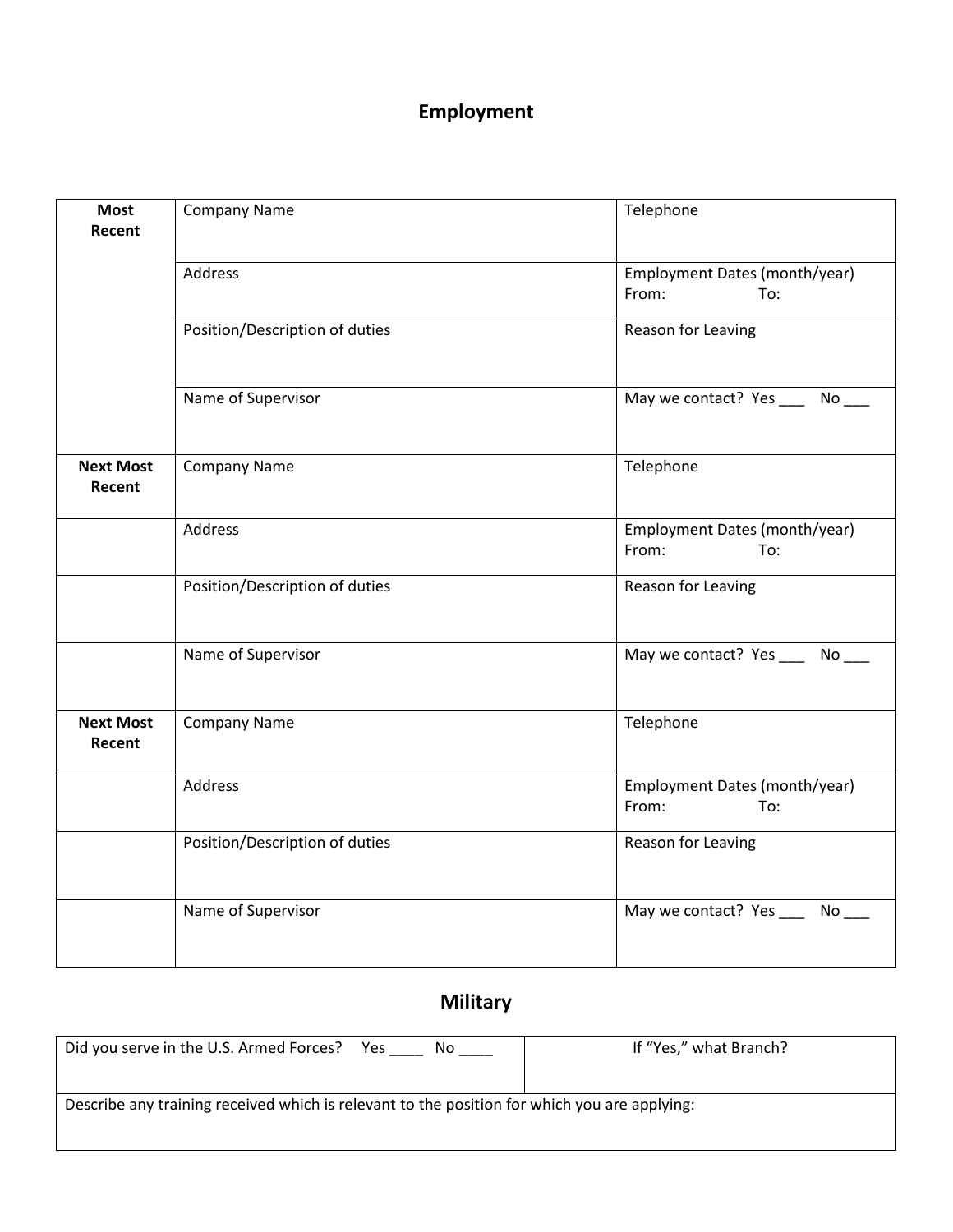## Employment

| | | |
|---|---|---|
| **Most Recent** | Company Name | Telephone |
| | Address | Employment Dates (month/year)<br>From: To: |
| | Position/Description of duties | Reason for Leaving |
| | Name of Supervisor | May we contact? Yes ___ No ___ |
| **Next Most Recent** | Company Name | Telephone |
| | Address | Employment Dates (month/year)<br>From: To: |
| | Position/Description of duties | Reason for Leaving |
| | Name of Supervisor | May we contact? Yes ___ No ___ |
| **Next Most Recent** | Company Name | Telephone |
| | Address | Employment Dates (month/year)<br>From: To: |
| | Position/Description of duties | Reason for Leaving |
| | Name of Supervisor | May we contact? Yes ___ No ___ |

## Military

| | |
|---|---|
| Did you serve in the U.S. Armed Forces? Yes ____ No ____ | If "Yes," what Branch? |
| Describe any training received which is relevant to the position for which you are applying: | |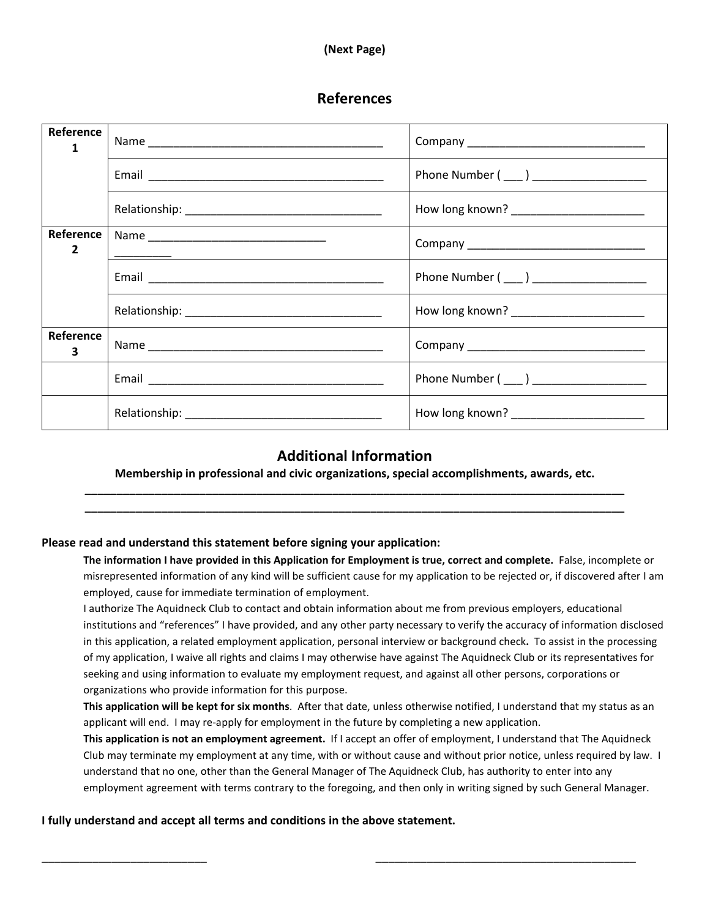(Next Page)

## References

| | | |
|---|---|---|
| **Reference 1** | Name ______________________________________ | Company ____________________________ |
| | Email ______________________________________ | Phone Number ( ___ ) __________________ |
| | Relationship: _______________________________ | How long known? _____________________ |
| **Reference 2** | Name ____________________________ _________ | Company ____________________________ |
| | Email ______________________________________ | Phone Number ( ___ ) __________________ |
| | Relationship: _______________________________ | How long known? _____________________ |
| **Reference 3** | Name ______________________________________ | Company ____________________________ |
| | Email ______________________________________ | Phone Number ( ___ ) __________________ |
| | Relationship: _______________________________ | How long known? _____________________ |

## Additional Information

**Membership in professional and civic organizations, special accomplishments, awards, etc.**

________________________________________________________________________________

________________________________________________________________________________

**Please read and understand this statement before signing your application:**

**The information I have provided in this Application for Employment is true, correct and complete.** False, incomplete or misrepresented information of any kind will be sufficient cause for my application to be rejected or, if discovered after I am employed, cause for immediate termination of employment.

I authorize The Aquidneck Club to contact and obtain information about me from previous employers, educational institutions and "references" I have provided, and any other party necessary to verify the accuracy of information disclosed in this application, a related employment application, personal interview or background check**.** To assist in the processing of my application, I waive all rights and claims I may otherwise have against The Aquidneck Club or its representatives for seeking and using information to evaluate my employment request, and against all other persons, corporations or organizations who provide information for this purpose.

**This application will be kept for six months**. After that date, unless otherwise notified, I understand that my status as an applicant will end. I may re-apply for employment in the future by completing a new application.

**This application is not an employment agreement.** If I accept an offer of employment, I understand that The Aquidneck Club may terminate my employment at any time, with or without cause and without prior notice, unless required by law. I understand that no one, other than the General Manager of The Aquidneck Club, has authority to enter into any employment agreement with terms contrary to the foregoing, and then only in writing signed by such General Manager.

**I fully understand and accept all terms and conditions in the above statement.**

___________________________          ___________________________________________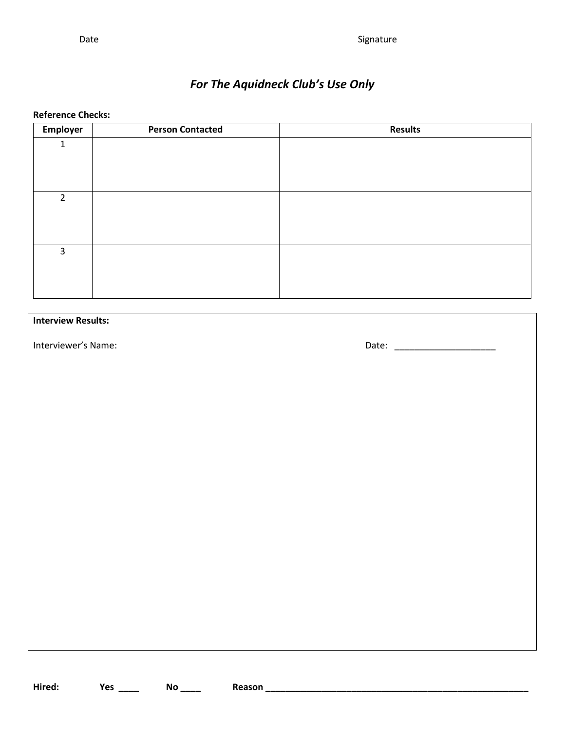Date Signature

## *For The Aquidneck Club's Use Only*

**Reference Checks:**

| Employer | Person Contacted | Results |
|---|---|---|
| 1 | | |
| 2 | | |
| 3 | | |

**Interview Results:**

Interviewer's Name: Date: ____________________

**Hired: Yes ____ No ____ Reason ____________________________________________________**